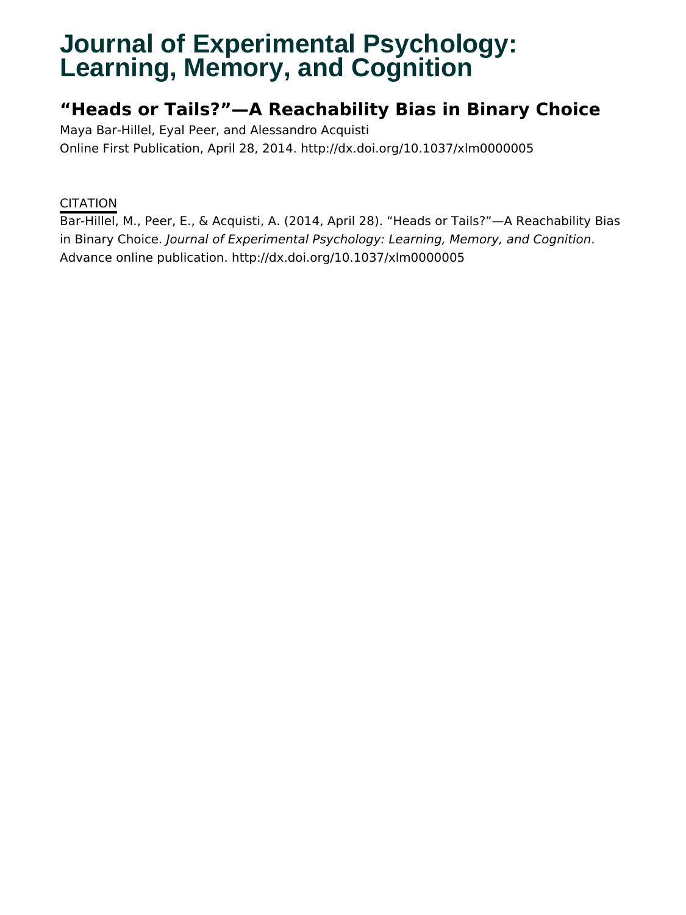# Journal of Experimental Psychology: Learning, Memory, and Cognition

## "Heads or Tails?"—A Reachability Bias in Binary Choice

Maya Bar-Hillel, Eyal Peer, and Alessandro Acquisti

Online First Publication, April 28, 2014. http://dx.doi.org/10.1037/xlm0000005

CITATION

Bar-Hillel, M., Peer, E., & Acquisti, A. (2014, April 28). "Heads or Tails?"—A Reachability Bias in Binary Choice. *Journal of Experimental Psychology: Learning, Memory, and Cognition*. Advance online publication. http://dx.doi.org/10.1037/xlm0000005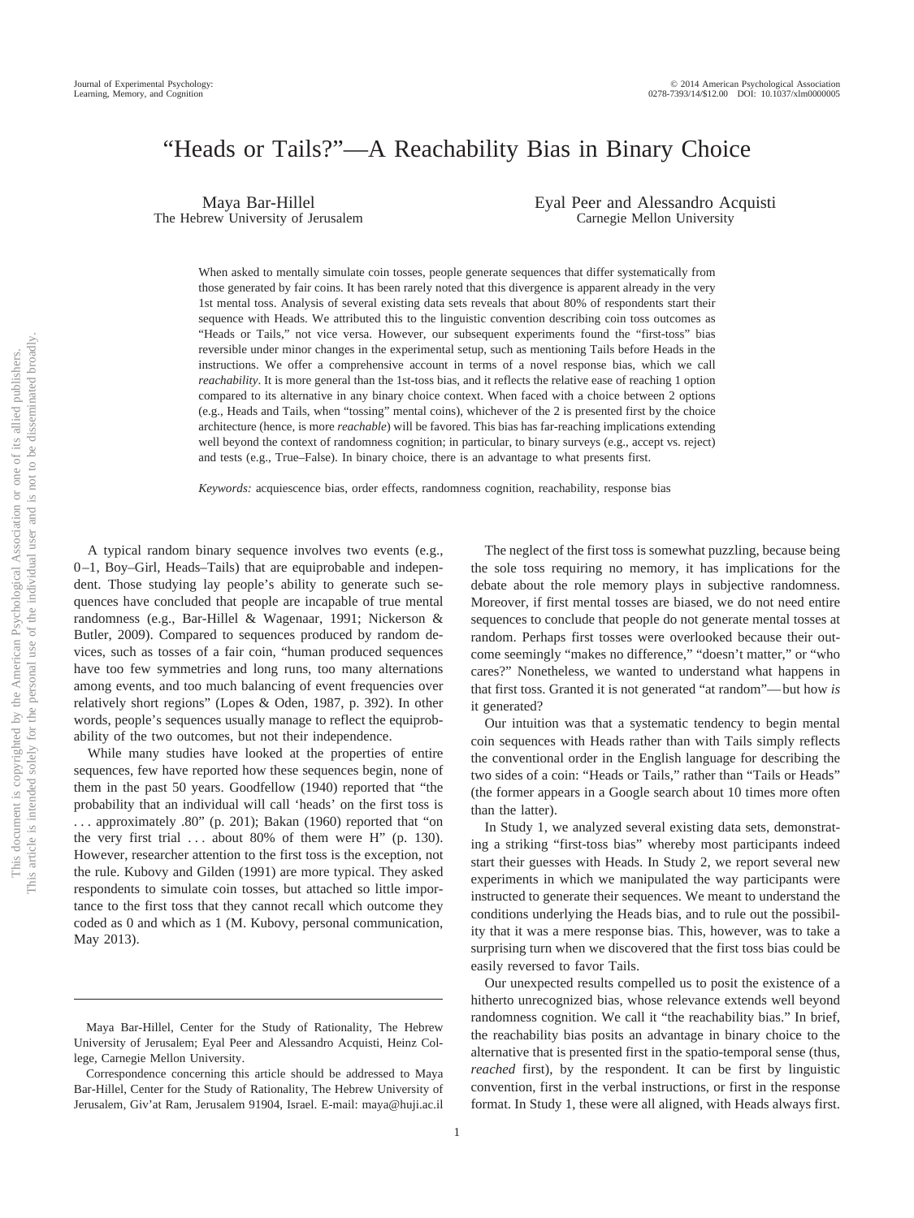# "Heads or Tails?"—A Reachability Bias in Binary Choice

Maya Bar-Hillel
The Hebrew University of Jerusalem

Eyal Peer and Alessandro Acquisti
Carnegie Mellon University

When asked to mentally simulate coin tosses, people generate sequences that differ systematically from those generated by fair coins. It has been rarely noted that this divergence is apparent already in the very 1st mental toss. Analysis of several existing data sets reveals that about 80% of respondents start their sequence with Heads. We attributed this to the linguistic convention describing coin toss outcomes as "Heads or Tails," not vice versa. However, our subsequent experiments found the "first-toss" bias reversible under minor changes in the experimental setup, such as mentioning Tails before Heads in the instructions. We offer a comprehensive account in terms of a novel response bias, which we call *reachability*. It is more general than the 1st-toss bias, and it reflects the relative ease of reaching 1 option compared to its alternative in any binary choice context. When faced with a choice between 2 options (e.g., Heads and Tails, when "tossing" mental coins), whichever of the 2 is presented first by the choice architecture (hence, is more *reachable*) will be favored. This bias has far-reaching implications extending well beyond the context of randomness cognition; in particular, to binary surveys (e.g., accept vs. reject) and tests (e.g., True–False). In binary choice, there is an advantage to what presents first.

*Keywords:* acquiescence bias, order effects, randomness cognition, reachability, response bias

A typical random binary sequence involves two events (e.g., 0–1, Boy–Girl, Heads–Tails) that are equiprobable and independent. Those studying lay people's ability to generate such sequences have concluded that people are incapable of true mental randomness (e.g., Bar-Hillel & Wagenaar, 1991; Nickerson & Butler, 2009). Compared to sequences produced by random devices, such as tosses of a fair coin, "human produced sequences have too few symmetries and long runs, too many alternations among events, and too much balancing of event frequencies over relatively short regions" (Lopes & Oden, 1987, p. 392). In other words, people's sequences usually manage to reflect the equiprobability of the two outcomes, but not their independence.

While many studies have looked at the properties of entire sequences, few have reported how these sequences begin, none of them in the past 50 years. Goodfellow (1940) reported that "the probability that an individual will call 'heads' on the first toss is . . . approximately .80" (p. 201); Bakan (1960) reported that "on the very first trial . . . about 80% of them were H" (p. 130). However, researcher attention to the first toss is the exception, not the rule. Kubovy and Gilden (1991) are more typical. They asked respondents to simulate coin tosses, but attached so little importance to the first toss that they cannot recall which outcome they coded as 0 and which as 1 (M. Kubovy, personal communication, May 2013).

The neglect of the first toss is somewhat puzzling, because being the sole toss requiring no memory, it has implications for the debate about the role memory plays in subjective randomness. Moreover, if first mental tosses are biased, we do not need entire sequences to conclude that people do not generate mental tosses at random. Perhaps first tosses were overlooked because their outcome seemingly "makes no difference," "doesn't matter," or "who cares?" Nonetheless, we wanted to understand what happens in that first toss. Granted it is not generated "at random"—but how *is* it generated?

Our intuition was that a systematic tendency to begin mental coin sequences with Heads rather than with Tails simply reflects the conventional order in the English language for describing the two sides of a coin: "Heads or Tails," rather than "Tails or Heads" (the former appears in a Google search about 10 times more often than the latter).

In Study 1, we analyzed several existing data sets, demonstrating a striking "first-toss bias" whereby most participants indeed start their guesses with Heads. In Study 2, we report several new experiments in which we manipulated the way participants were instructed to generate their sequences. We meant to understand the conditions underlying the Heads bias, and to rule out the possibility that it was a mere response bias. This, however, was to take a surprising turn when we discovered that the first toss bias could be easily reversed to favor Tails.

Our unexpected results compelled us to posit the existence of a hitherto unrecognized bias, whose relevance extends well beyond randomness cognition. We call it "the reachability bias." In brief, the reachability bias posits an advantage in binary choice to the alternative that is presented first in the spatio-temporal sense (thus, *reached* first), by the respondent. It can be first by linguistic convention, first in the verbal instructions, or first in the response format. In Study 1, these were all aligned, with Heads always first.

---

Maya Bar-Hillel, Center for the Study of Rationality, The Hebrew University of Jerusalem; Eyal Peer and Alessandro Acquisti, Heinz College, Carnegie Mellon University.

Correspondence concerning this article should be addressed to Maya Bar-Hillel, Center for the Study of Rationality, The Hebrew University of Jerusalem, Giv'at Ram, Jerusalem 91904, Israel. E-mail: maya@huji.ac.il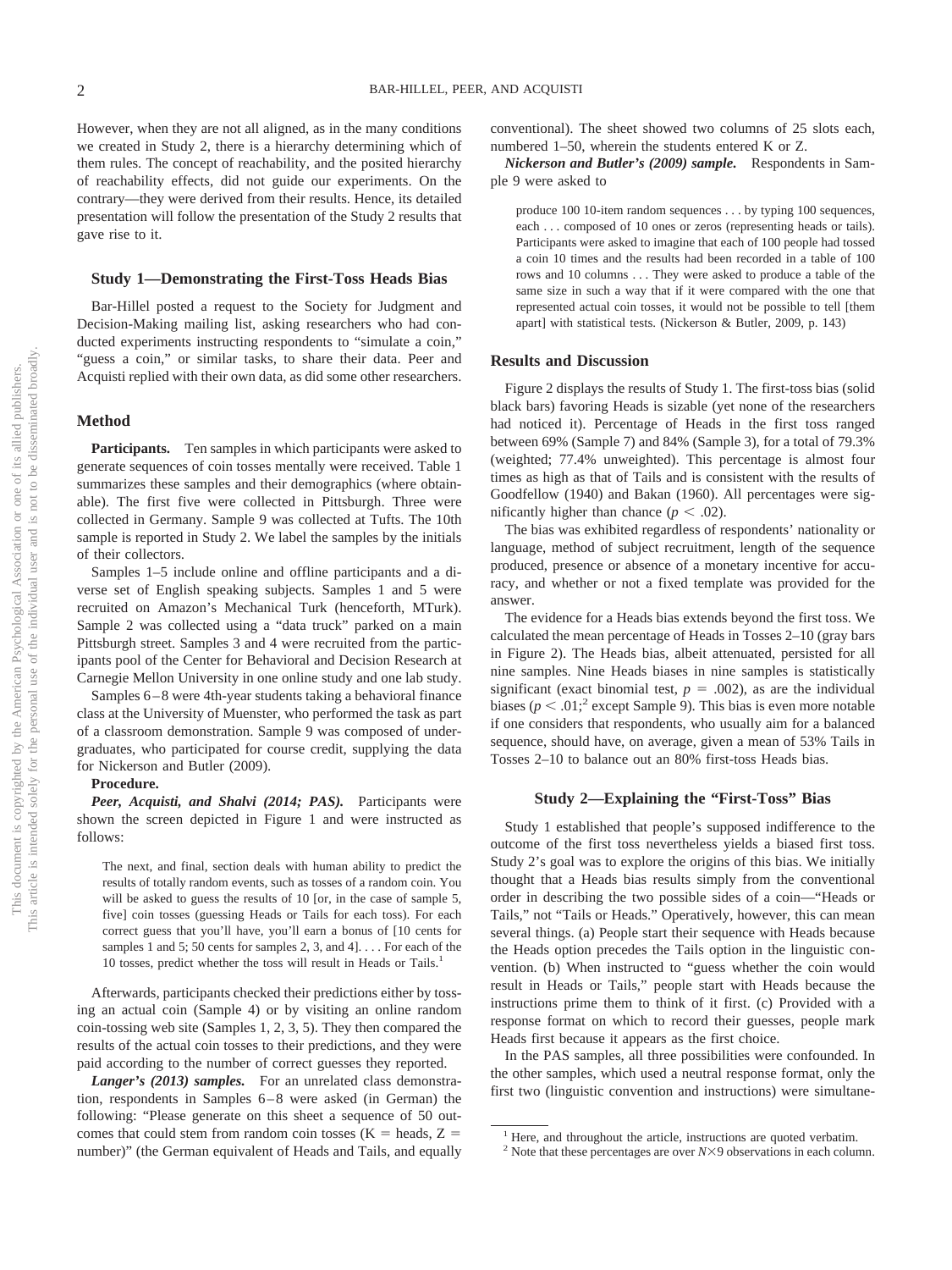However, when they are not all aligned, as in the many conditions we created in Study 2, there is a hierarchy determining which of them rules. The concept of reachability, and the posited hierarchy of reachability effects, did not guide our experiments. On the contrary—they were derived from their results. Hence, its detailed presentation will follow the presentation of the Study 2 results that gave rise to it.

## Study 1—Demonstrating the First-Toss Heads Bias

Bar-Hillel posted a request to the Society for Judgment and Decision-Making mailing list, asking researchers who had conducted experiments instructing respondents to "simulate a coin," "guess a coin," or similar tasks, to share their data. Peer and Acquisti replied with their own data, as did some other researchers.

### Method

**Participants.** Ten samples in which participants were asked to generate sequences of coin tosses mentally were received. Table 1 summarizes these samples and their demographics (where obtainable). The first five were collected in Pittsburgh. Three were collected in Germany. Sample 9 was collected at Tufts. The 10th sample is reported in Study 2. We label the samples by the initials of their collectors.

Samples 1–5 include online and offline participants and a diverse set of English speaking subjects. Samples 1 and 5 were recruited on Amazon's Mechanical Turk (henceforth, MTurk). Sample 2 was collected using a "data truck" parked on a main Pittsburgh street. Samples 3 and 4 were recruited from the participants pool of the Center for Behavioral and Decision Research at Carnegie Mellon University in one online study and one lab study.

Samples 6–8 were 4th-year students taking a behavioral finance class at the University of Muenster, who performed the task as part of a classroom demonstration. Sample 9 was composed of undergraduates, who participated for course credit, supplying the data for Nickerson and Butler (2009).

**Procedure.**

***Peer, Acquisti, and Shalvi (2014; PAS).*** Participants were shown the screen depicted in Figure 1 and were instructed as follows:

> The next, and final, section deals with human ability to predict the results of totally random events, such as tosses of a random coin. You will be asked to guess the results of 10 [or, in the case of sample 5, five] coin tosses (guessing Heads or Tails for each toss). For each correct guess that you'll have, you'll earn a bonus of [10 cents for samples 1 and 5; 50 cents for samples 2, 3, and 4]. . . . For each of the 10 tosses, predict whether the toss will result in Heads or Tails.[1]

Afterwards, participants checked their predictions either by tossing an actual coin (Sample 4) or by visiting an online random coin-tossing web site (Samples 1, 2, 3, 5). They then compared the results of the actual coin tosses to their predictions, and they were paid according to the number of correct guesses they reported.

***Langer's (2013) samples.*** For an unrelated class demonstration, respondents in Samples 6–8 were asked (in German) the following: "Please generate on this sheet a sequence of 50 outcomes that could stem from random coin tosses (K = heads, Z = number)" (the German equivalent of Heads and Tails, and equally conventional). The sheet showed two columns of 25 slots each, numbered 1–50, wherein the students entered K or Z.

***Nickerson and Butler's (2009) sample.*** Respondents in Sample 9 were asked to

> produce 100 10-item random sequences . . . by typing 100 sequences, each . . . composed of 10 ones or zeros (representing heads or tails). Participants were asked to imagine that each of 100 people had tossed a coin 10 times and the results had been recorded in a table of 100 rows and 10 columns . . . They were asked to produce a table of the same size in such a way that if it were compared with the one that represented actual coin tosses, it would not be possible to tell [them apart] with statistical tests. (Nickerson & Butler, 2009, p. 143)

### Results and Discussion

Figure 2 displays the results of Study 1. The first-toss bias (solid black bars) favoring Heads is sizable (yet none of the researchers had noticed it). Percentage of Heads in the first toss ranged between 69% (Sample 7) and 84% (Sample 3), for a total of 79.3% (weighted; 77.4% unweighted). This percentage is almost four times as high as that of Tails and is consistent with the results of Goodfellow (1940) and Bakan (1960). All percentages were significantly higher than chance ($p < .02$).

The bias was exhibited regardless of respondents' nationality or language, method of subject recruitment, length of the sequence produced, presence or absence of a monetary incentive for accuracy, and whether or not a fixed template was provided for the answer.

The evidence for a Heads bias extends beyond the first toss. We calculated the mean percentage of Heads in Tosses 2–10 (gray bars in Figure 2). The Heads bias, albeit attenuated, persisted for all nine samples. Nine Heads biases in nine samples is statistically significant (exact binomial test, $p = .002$), as are the individual biases ($p < .01$;[2] except Sample 9). This bias is even more notable if one considers that respondents, who usually aim for a balanced sequence, should have, on average, given a mean of 53% Tails in Tosses 2–10 to balance out an 80% first-toss Heads bias.

## Study 2—Explaining the "First-Toss" Bias

Study 1 established that people's supposed indifference to the outcome of the first toss nevertheless yields a biased first toss. Study 2's goal was to explore the origins of this bias. We initially thought that a Heads bias results simply from the conventional order in describing the two possible sides of a coin—"Heads or Tails," not "Tails or Heads." Operatively, however, this can mean several things. (a) People start their sequence with Heads because the Heads option precedes the Tails option in the linguistic convention. (b) When instructed to "guess whether the coin would result in Heads or Tails," people start with Heads because the instructions prime them to think of it first. (c) Provided with a response format on which to record their guesses, people mark Heads first because it appears as the first choice.

In the PAS samples, all three possibilities were confounded. In the other samples, which used a neutral response format, only the first two (linguistic convention and instructions) were simultane-

[1] Here, and throughout the article, instructions are quoted verbatim.

[2] Note that these percentages are over $N \times 9$ observations in each column.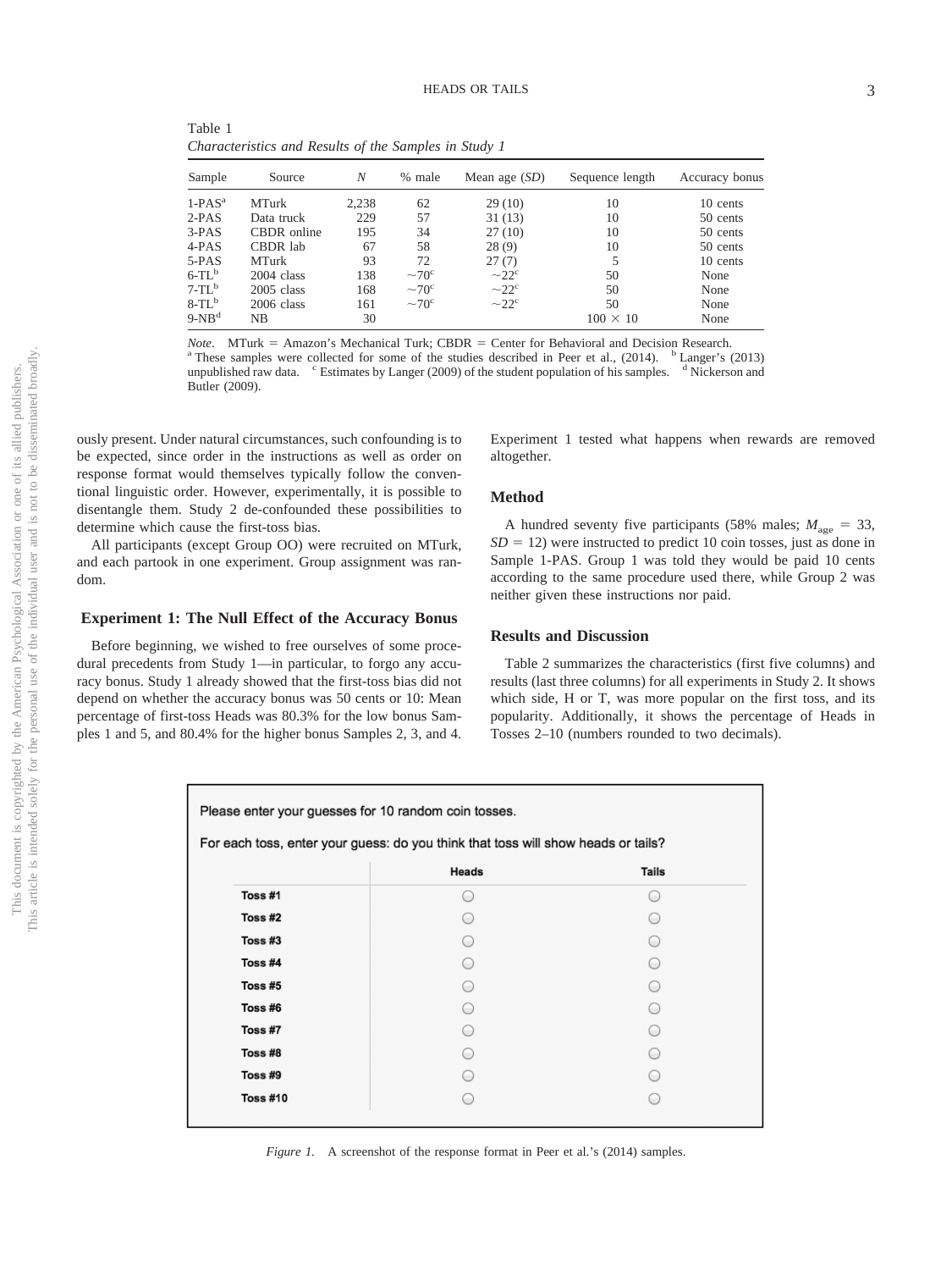Table 1
*Characteristics and Results of the Samples in Study 1*

| Sample | Source | *N* | % male | Mean age (*SD*) | Sequence length | Accuracy bonus |
|---|---|---|---|---|---|---|
| 1-PAS[a] | MTurk | 2,238 | 62 | 29 (10) | 10 | 10 cents |
| 2-PAS | Data truck | 229 | 57 | 31 (13) | 10 | 50 cents |
| 3-PAS | CBDR online | 195 | 34 | 27 (10) | 10 | 50 cents |
| 4-PAS | CBDR lab | 67 | 58 | 28 (9) | 10 | 50 cents |
| 5-PAS | MTurk | 93 | 72 | 27 (7) | 5 | 10 cents |
| 6-TL[b] | 2004 class | 138 | ~70[c] | ~22[c] | 50 | None |
| 7-TL[b] | 2005 class | 168 | ~70[c] | ~22[c] | 50 | None |
| 8-TL[b] | 2006 class | 161 | ~70[c] | ~22[c] | 50 | None |
| 9-NB[d] | NB | 30 | | | 100 × 10 | None |

*Note*. MTurk = Amazon's Mechanical Turk; CBDR = Center for Behavioral and Decision Research. [a] These samples were collected for some of the studies described in Peer et al., (2014). [b] Langer's (2013) unpublished raw data. [c] Estimates by Langer (2009) of the student population of his samples. [d] Nickerson and Butler (2009).

ously present. Under natural circumstances, such confounding is to be expected, since order in the instructions as well as order on response format would themselves typically follow the conventional linguistic order. However, experimentally, it is possible to disentangle them. Study 2 de-confounded these possibilities to determine which cause the first-toss bias.

All participants (except Group OO) were recruited on MTurk, and each partook in one experiment. Group assignment was random.

## Experiment 1: The Null Effect of the Accuracy Bonus

Before beginning, we wished to free ourselves of some procedural precedents from Study 1—in particular, to forgo any accuracy bonus. Study 1 already showed that the first-toss bias did not depend on whether the accuracy bonus was 50 cents or 10: Mean percentage of first-toss Heads was 80.3% for the low bonus Samples 1 and 5, and 80.4% for the higher bonus Samples 2, 3, and 4. Experiment 1 tested what happens when rewards are removed altogether.

### Method

A hundred seventy five participants (58% males; $M_{\text{age}} = 33$, $SD = 12$) were instructed to predict 10 coin tosses, just as done in Sample 1-PAS. Group 1 was told they would be paid 10 cents according to the same procedure used there, while Group 2 was neither given these instructions nor paid.

### Results and Discussion

Table 2 summarizes the characteristics (first five columns) and results (last three columns) for all experiments in Study 2. It shows which side, H or T, was more popular on the first toss, and its popularity. Additionally, it shows the percentage of Heads in Tosses 2–10 (numbers rounded to two decimals).

*Figure 1.* A screenshot of the response format in Peer et al.'s (2014) samples.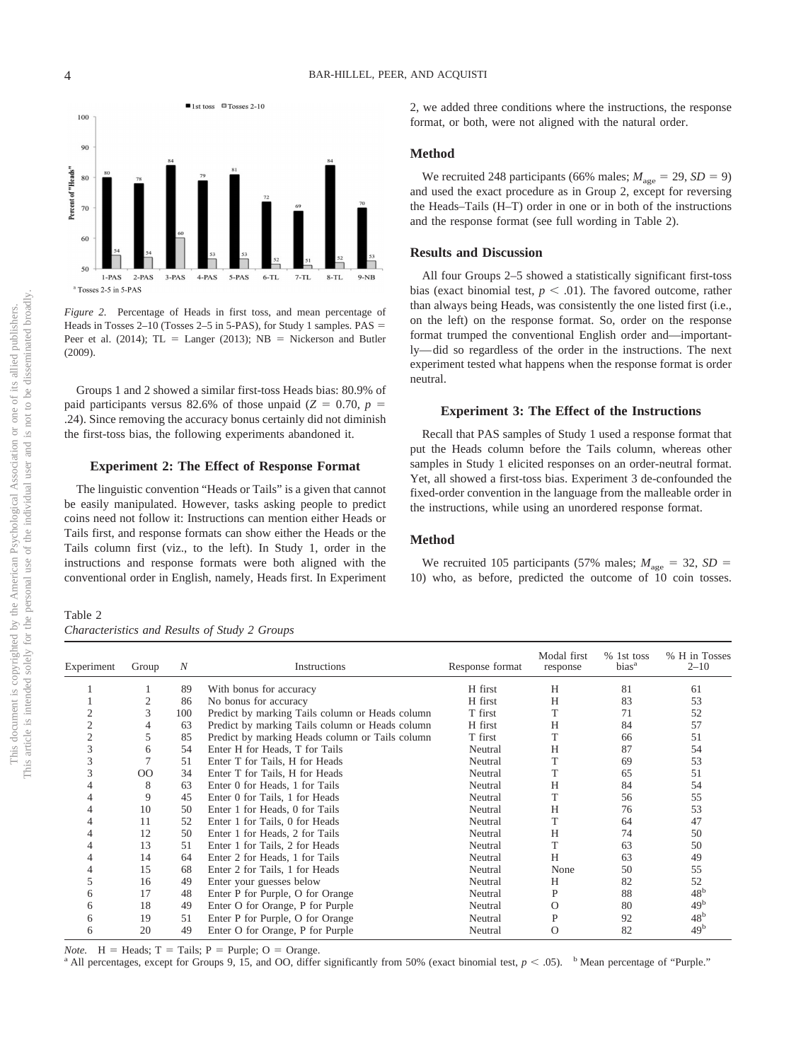Figure 2. Percentage of Heads in first toss, and mean percentage of Heads in Tosses 2–10 (Tosses 2–5 in 5-PAS), for Study 1 samples. PAS = Peer et al. (2014); TL = Langer (2013); NB = Nickerson and Butler (2009).

Groups 1 and 2 showed a similar first-toss Heads bias: 80.9% of paid participants versus 82.6% of those unpaid ($Z = 0.70$, $p = .24$). Since removing the accuracy bonus certainly did not diminish the first-toss bias, the following experiments abandoned it.

## Experiment 2: The Effect of Response Format

The linguistic convention "Heads or Tails" is a given that cannot be easily manipulated. However, tasks asking people to predict coins need not follow it: Instructions can mention either Heads or Tails first, and response formats can show either the Heads or the Tails column first (viz., to the left). In Study 1, order in the instructions and response formats were both aligned with the conventional order in English, namely, Heads first. In Experiment 2, we added three conditions where the instructions, the response format, or both, were not aligned with the natural order.

### Method

We recruited 248 participants (66% males; $M_{age} = 29$, $SD = 9$) and used the exact procedure as in Group 2, except for reversing the Heads–Tails (H–T) order in one or in both of the instructions and the response format (see full wording in Table 2).

### Results and Discussion

All four Groups 2–5 showed a statistically significant first-toss bias (exact binomial test, $p < .01$). The favored outcome, rather than always being Heads, was consistently the one listed first (i.e., on the left) on the response format. So, order on the response format trumped the conventional English order and—importantly—did so regardless of the order in the instructions. The next experiment tested what happens when the response format is order neutral.

## Experiment 3: The Effect of the Instructions

Recall that PAS samples of Study 1 used a response format that put the Heads column before the Tails column, whereas other samples in Study 1 elicited responses on an order-neutral format. Yet, all showed a first-toss bias. Experiment 3 de-confounded the fixed-order convention in the language from the malleable order in the instructions, while using an unordered response format.

### Method

We recruited 105 participants (57% males; $M_{age} = 32$, $SD = 10$) who, as before, predicted the outcome of 10 coin tosses.

Table 2
*Characteristics and Results of Study 2 Groups*

| Experiment | Group | N | Instructions | Response format | Modal first response | % 1st toss bias[a] | % H in Tosses 2–10 |
|---|---|---|---|---|---|---|---|
| 1 | 1 | 89 | With bonus for accuracy | H first | H | 81 | 61 |
| 1 | 2 | 86 | No bonus for accuracy | H first | H | 83 | 53 |
| 2 | 3 | 100 | Predict by marking Tails column or Heads column | T first | T | 71 | 52 |
| 2 | 4 | 63 | Predict by marking Tails column or Heads column | H first | H | 84 | 57 |
| 2 | 5 | 85 | Predict by marking Heads column or Tails column | T first | T | 66 | 51 |
| 3 | 6 | 54 | Enter H for Heads, T for Tails | Neutral | H | 87 | 54 |
| 3 | 7 | 51 | Enter T for Tails, H for Heads | Neutral | T | 69 | 53 |
| 3 | OO | 34 | Enter T for Tails, H for Heads | Neutral | T | 65 | 51 |
| 4 | 8 | 63 | Enter 0 for Heads, 1 for Tails | Neutral | H | 84 | 54 |
| 4 | 9 | 45 | Enter 0 for Tails, 1 for Heads | Neutral | T | 56 | 55 |
| 4 | 10 | 50 | Enter 1 for Heads, 0 for Tails | Neutral | H | 76 | 53 |
| 4 | 11 | 52 | Enter 1 for Tails, 0 for Heads | Neutral | T | 64 | 47 |
| 4 | 12 | 50 | Enter 1 for Heads, 2 for Tails | Neutral | H | 74 | 50 |
| 4 | 13 | 51 | Enter 1 for Tails, 2 for Heads | Neutral | T | 63 | 50 |
| 4 | 14 | 64 | Enter 2 for Heads, 1 for Tails | Neutral | H | 63 | 49 |
| 4 | 15 | 68 | Enter 2 for Tails, 1 for Heads | Neutral | None | 50 | 55 |
| 5 | 16 | 49 | Enter your guesses below | Neutral | H | 82 | 52 |
| 6 | 17 | 48 | Enter P for Purple, O for Orange | Neutral | P | 88 | 48[b] |
| 6 | 18 | 49 | Enter O for Orange, P for Purple | Neutral | O | 80 | 49[b] |
| 6 | 19 | 51 | Enter P for Purple, O for Orange | Neutral | P | 92 | 48[b] |
| 6 | 20 | 49 | Enter O for Orange, P for Purple | Neutral | O | 82 | 49[b] |

*Note.* H = Heads; T = Tails; P = Purple; O = Orange.
[a] All percentages, except for Groups 9, 15, and OO, differ significantly from 50% (exact binomial test, $p < .05$). [b] Mean percentage of "Purple."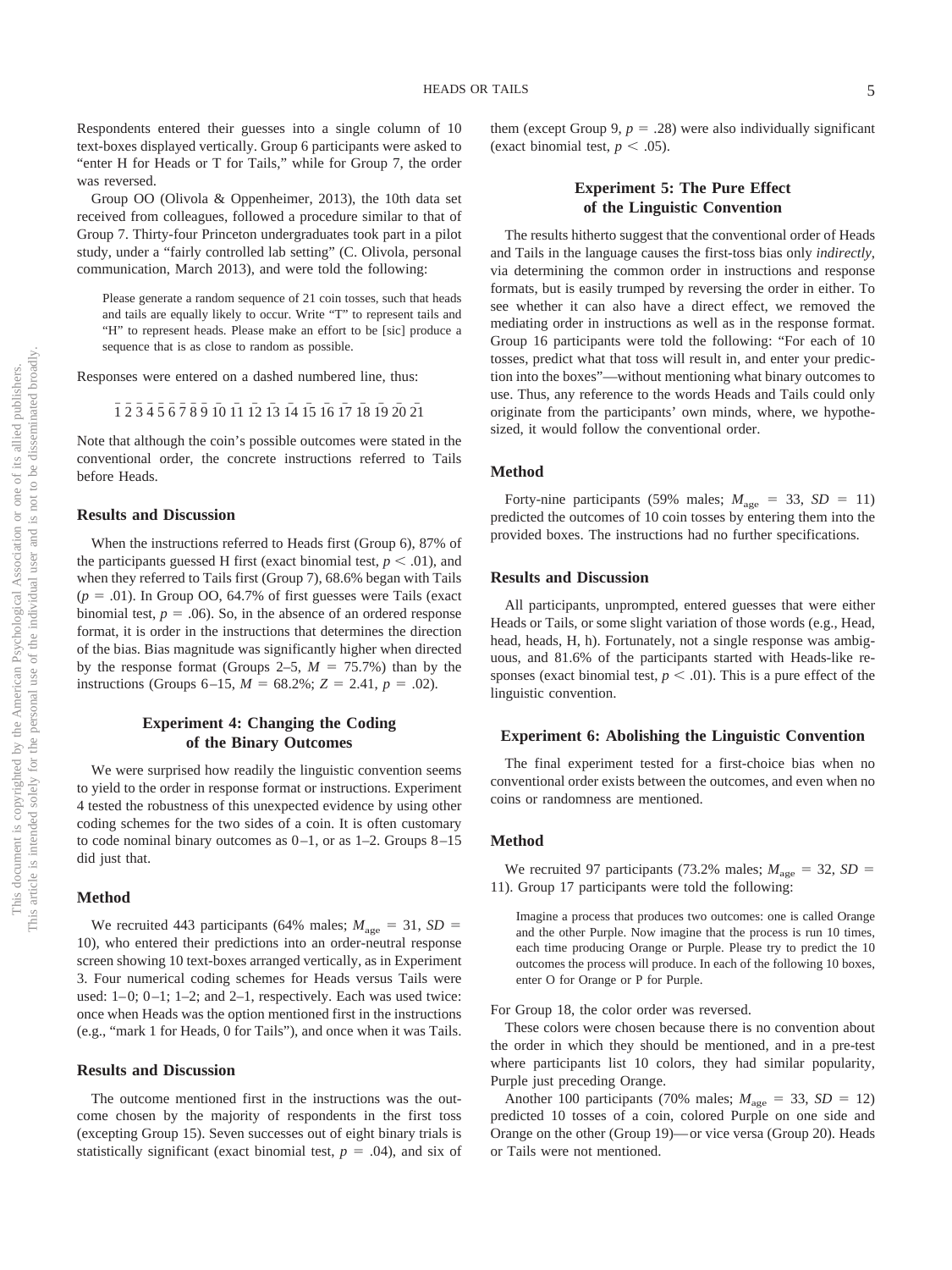Respondents entered their guesses into a single column of 10 text-boxes displayed vertically. Group 6 participants were asked to "enter H for Heads or T for Tails," while for Group 7, the order was reversed.

Group OO (Olivola & Oppenheimer, 2013), the 10th data set received from colleagues, followed a procedure similar to that of Group 7. Thirty-four Princeton undergraduates took part in a pilot study, under a "fairly controlled lab setting" (C. Olivola, personal communication, March 2013), and were told the following:

> Please generate a random sequence of 21 coin tosses, such that heads and tails are equally likely to occur. Write "T" to represent tails and "H" to represent heads. Please make an effort to be [sic] produce a sequence that is as close to random as possible.

Responses were entered on a dashed numbered line, thus:

_ _ _ _ _ _ _ _ _ _ _ _ _ _ _ _ _ _ _ _ _
1 2 3 4 5 6 7 8 9 10 11 12 13 14 15 16 17 18 19 20 21

Note that although the coin's possible outcomes were stated in the conventional order, the concrete instructions referred to Tails before Heads.

## Results and Discussion

When the instructions referred to Heads first (Group 6), 87% of the participants guessed H first (exact binomial test, $p < .01$), and when they referred to Tails first (Group 7), 68.6% began with Tails ($p = .01$). In Group OO, 64.7% of first guesses were Tails (exact binomial test, $p = .06$). So, in the absence of an ordered response format, it is order in the instructions that determines the direction of the bias. Bias magnitude was significantly higher when directed by the response format (Groups 2–5, $M = 75.7\%$) than by the instructions (Groups 6–15, $M = 68.2\%$; $Z = 2.41$, $p = .02$).

# Experiment 4: Changing the Coding of the Binary Outcomes

We were surprised how readily the linguistic convention seems to yield to the order in response format or instructions. Experiment 4 tested the robustness of this unexpected evidence by using other coding schemes for the two sides of a coin. It is often customary to code nominal binary outcomes as 0–1, or as 1–2. Groups 8–15 did just that.

## Method

We recruited 443 participants (64% males; $M_{\text{age}} = 31$, $SD = 10$), who entered their predictions into an order-neutral response screen showing 10 text-boxes arranged vertically, as in Experiment 3. Four numerical coding schemes for Heads versus Tails were used: 1–0; 0–1; 1–2; and 2–1, respectively. Each was used twice: once when Heads was the option mentioned first in the instructions (e.g., "mark 1 for Heads, 0 for Tails"), and once when it was Tails.

## Results and Discussion

The outcome mentioned first in the instructions was the outcome chosen by the majority of respondents in the first toss (excepting Group 15). Seven successes out of eight binary trials is statistically significant (exact binomial test, $p = .04$), and six of them (except Group 9, $p = .28$) were also individually significant (exact binomial test, $p < .05$).

# Experiment 5: The Pure Effect of the Linguistic Convention

The results hitherto suggest that the conventional order of Heads and Tails in the language causes the first-toss bias only *indirectly*, via determining the common order in instructions and response formats, but is easily trumped by reversing the order in either. To see whether it can also have a direct effect, we removed the mediating order in instructions as well as in the response format. Group 16 participants were told the following: "For each of 10 tosses, predict what that toss will result in, and enter your prediction into the boxes"—without mentioning what binary outcomes to use. Thus, any reference to the words Heads and Tails could only originate from the participants' own minds, where, we hypothesized, it would follow the conventional order.

## Method

Forty-nine participants (59% males; $M_{\text{age}} = 33$, $SD = 11$) predicted the outcomes of 10 coin tosses by entering them into the provided boxes. The instructions had no further specifications.

## Results and Discussion

All participants, unprompted, entered guesses that were either Heads or Tails, or some slight variation of those words (e.g., Head, head, heads, H, h). Fortunately, not a single response was ambiguous, and 81.6% of the participants started with Heads-like responses (exact binomial test, $p < .01$). This is a pure effect of the linguistic convention.

# Experiment 6: Abolishing the Linguistic Convention

The final experiment tested for a first-choice bias when no conventional order exists between the outcomes, and even when no coins or randomness are mentioned.

## Method

We recruited 97 participants (73.2% males; $M_{\text{age}} = 32$, $SD = 11$). Group 17 participants were told the following:

> Imagine a process that produces two outcomes: one is called Orange and the other Purple. Now imagine that the process is run 10 times, each time producing Orange or Purple. Please try to predict the 10 outcomes the process will produce. In each of the following 10 boxes, enter O for Orange or P for Purple.

For Group 18, the color order was reversed.

These colors were chosen because there is no convention about the order in which they should be mentioned, and in a pre-test where participants list 10 colors, they had similar popularity, Purple just preceding Orange.

Another 100 participants (70% males; $M_{\text{age}} = 33$, $SD = 12$) predicted 10 tosses of a coin, colored Purple on one side and Orange on the other (Group 19)—or vice versa (Group 20). Heads or Tails were not mentioned.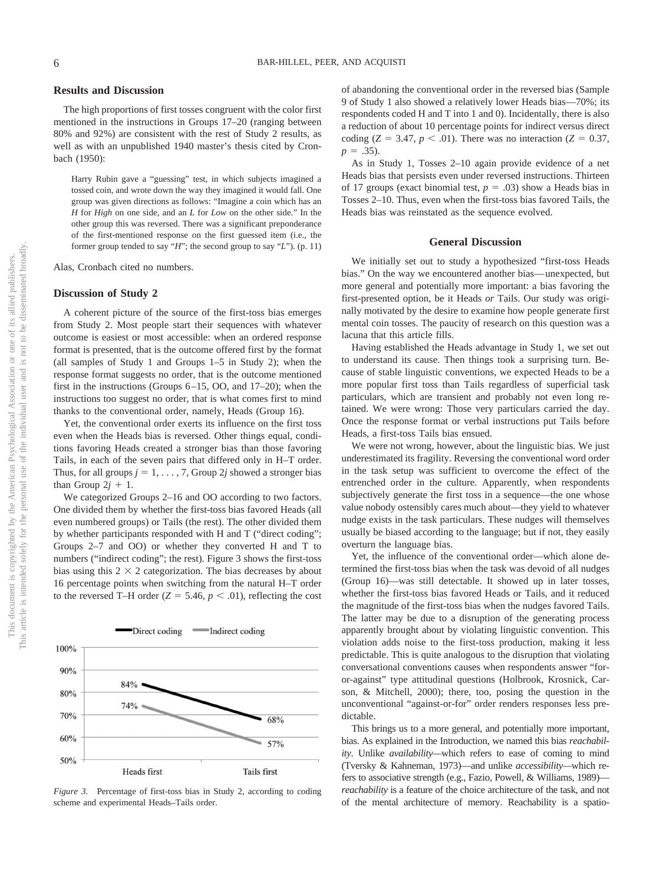## Results and Discussion

The high proportions of first tosses congruent with the color first mentioned in the instructions in Groups 17–20 (ranging between 80% and 92%) are consistent with the rest of Study 2 results, as well as with an unpublished 1940 master's thesis cited by Cronbach (1950):

> Harry Rubin gave a "guessing" test, in which subjects imagined a tossed coin, and wrote down the way they imagined it would fall. One group was given directions as follows: "Imagine a coin which has an *H* for *High* on one side, and an *L* for *Low* on the other side." In the other group this was reversed. There was a significant preponderance of the first-mentioned response on the first guessed item (i.e., the former group tended to say "*H*"; the second group to say "*L*"). (p. 11)

Alas, Cronbach cited no numbers.

## Discussion of Study 2

A coherent picture of the source of the first-toss bias emerges from Study 2. Most people start their sequences with whatever outcome is easiest or most accessible: when an ordered response format is presented, that is the outcome offered first by the format (all samples of Study 1 and Groups 1–5 in Study 2); when the response format suggests no order, that is the outcome mentioned first in the instructions (Groups 6–15, OO, and 17–20); when the instructions too suggest no order, that is what comes first to mind thanks to the conventional order, namely, Heads (Group 16).

Yet, the conventional order exerts its influence on the first toss even when the Heads bias is reversed. Other things equal, conditions favoring Heads created a stronger bias than those favoring Tails, in each of the seven pairs that differed only in H–T order. Thus, for all groups $j = 1, \ldots, 7$, Group $2j$ showed a stronger bias than Group $2j + 1$.

We categorized Groups 2–16 and OO according to two factors. One divided them by whether the first-toss bias favored Heads (all even numbered groups) or Tails (the rest). The other divided them by whether participants responded with H and T ("direct coding"; Groups 2–7 and OO) or whether they converted H and T to numbers ("indirect coding"; the rest). Figure 3 shows the first-toss bias using this $2 \times 2$ categorization. The bias decreases by about 16 percentage points when switching from the natural H–T order to the reversed T–H order ($Z = 5.46$, $p < .01$), reflecting the cost of abandoning the conventional order in the reversed bias (Sample 9 of Study 1 also showed a relatively lower Heads bias—70%; its respondents coded H and T into 1 and 0). Incidentally, there is also a reduction of about 10 percentage points for indirect versus direct coding ($Z = 3.47$, $p < .01$). There was no interaction ($Z = 0.37$, $p = .35$).

*Figure 3.* Percentage of first-toss bias in Study 2, according to coding scheme and experimental Heads–Tails order.

As in Study 1, Tosses 2–10 again provide evidence of a net Heads bias that persists even under reversed instructions. Thirteen of 17 groups (exact binomial test, $p = .03$) show a Heads bias in Tosses 2–10. Thus, even when the first-toss bias favored Tails, the Heads bias was reinstated as the sequence evolved.

## General Discussion

We initially set out to study a hypothesized "first-toss Heads bias." On the way we encountered another bias—unexpected, but more general and potentially more important: a bias favoring the first-presented option, be it Heads *or* Tails. Our study was originally motivated by the desire to examine how people generate first mental coin tosses. The paucity of research on this question was a lacuna that this article fills.

Having established the Heads advantage in Study 1, we set out to understand its cause. Then things took a surprising turn. Because of stable linguistic conventions, we expected Heads to be a more popular first toss than Tails regardless of superficial task particulars, which are transient and probably not even long retained. We were wrong: Those very particulars carried the day. Once the response format or verbal instructions put Tails before Heads, a first-toss Tails bias ensued.

We were not wrong, however, about the linguistic bias. We just underestimated its fragility. Reversing the conventional word order in the task setup was sufficient to overcome the effect of the entrenched order in the culture. Apparently, when respondents subjectively generate the first toss in a sequence—the one whose value nobody ostensibly cares much about—they yield to whatever nudge exists in the task particulars. These nudges will themselves usually be biased according to the language; but if not, they easily overturn the language bias.

Yet, the influence of the conventional order—which alone determined the first-toss bias when the task was devoid of all nudges (Group 16)—was still detectable. It showed up in later tosses, whether the first-toss bias favored Heads or Tails, and it reduced the magnitude of the first-toss bias when the nudges favored Tails. The latter may be due to a disruption of the generating process apparently brought about by violating linguistic convention. This violation adds noise to the first-toss production, making it less predictable. This is quite analogous to the disruption that violating conversational conventions causes when respondents answer "for-or-against" type attitudinal questions (Holbrook, Krosnick, Carson, & Mitchell, 2000); there, too, posing the question in the unconventional "against-or-for" order renders responses less predictable.

This brings us to a more general, and potentially more important, bias. As explained in the Introduction, we named this bias *reachability*. Unlike *availability*—which refers to ease of coming to mind (Tversky & Kahneman, 1973)—and unlike *accessibility*—which refers to associative strength (e.g., Fazio, Powell, & Williams, 1989)—*reachability* is a feature of the choice architecture of the task, and not of the mental architecture of memory. Reachability is a spatio-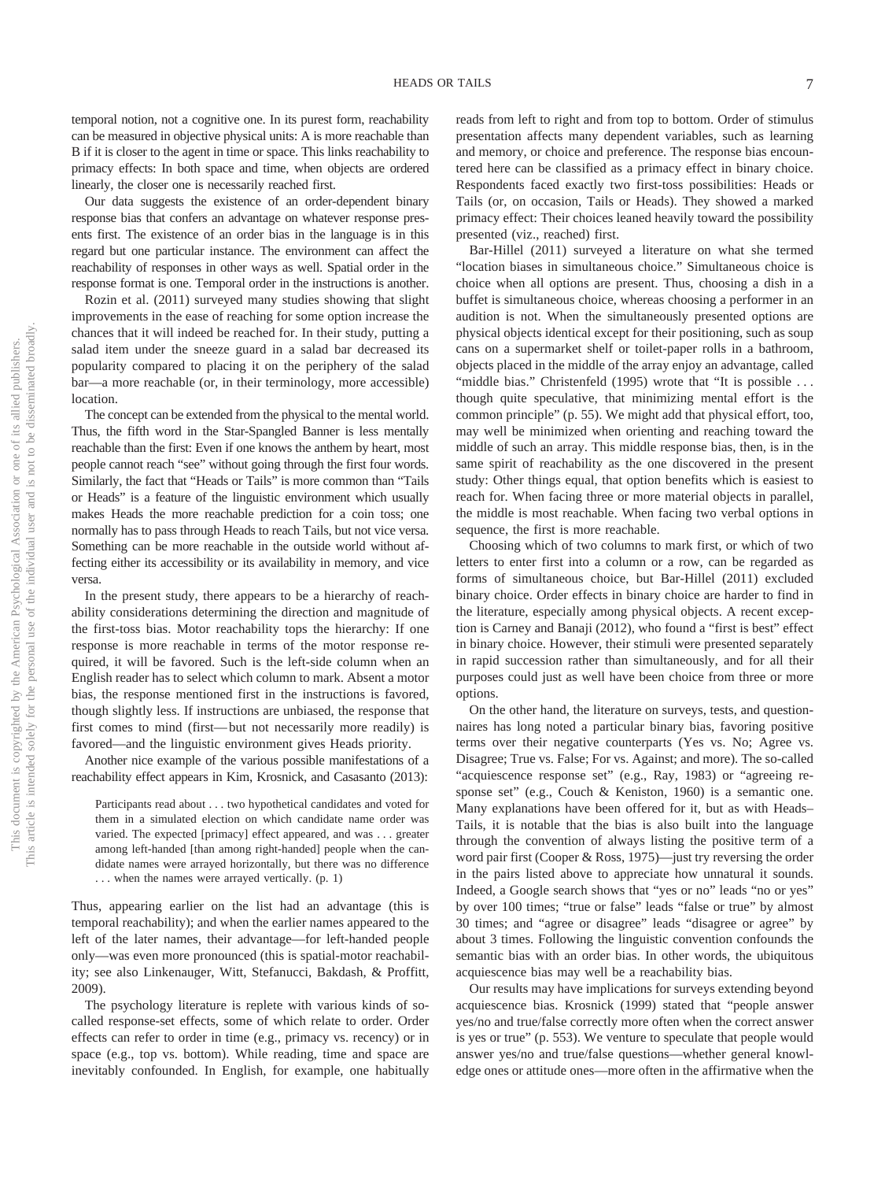temporal notion, not a cognitive one. In its purest form, reachability can be measured in objective physical units: A is more reachable than B if it is closer to the agent in time or space. This links reachability to primacy effects: In both space and time, when objects are ordered linearly, the closer one is necessarily reached first.

Our data suggests the existence of an order-dependent binary response bias that confers an advantage on whatever response presents first. The existence of an order bias in the language is in this regard but one particular instance. The environment can affect the reachability of responses in other ways as well. Spatial order in the response format is one. Temporal order in the instructions is another.

Rozin et al. (2011) surveyed many studies showing that slight improvements in the ease of reaching for some option increase the chances that it will indeed be reached for. In their study, putting a salad item under the sneeze guard in a salad bar decreased its popularity compared to placing it on the periphery of the salad bar—a more reachable (or, in their terminology, more accessible) location.

The concept can be extended from the physical to the mental world. Thus, the fifth word in the Star-Spangled Banner is less mentally reachable than the first: Even if one knows the anthem by heart, most people cannot reach "see" without going through the first four words. Similarly, the fact that "Heads or Tails" is more common than "Tails or Heads" is a feature of the linguistic environment which usually makes Heads the more reachable prediction for a coin toss; one normally has to pass through Heads to reach Tails, but not vice versa. Something can be more reachable in the outside world without affecting either its accessibility or its availability in memory, and vice versa.

In the present study, there appears to be a hierarchy of reachability considerations determining the direction and magnitude of the first-toss bias. Motor reachability tops the hierarchy: If one response is more reachable in terms of the motor response required, it will be favored. Such is the left-side column when an English reader has to select which column to mark. Absent a motor bias, the response mentioned first in the instructions is favored, though slightly less. If instructions are unbiased, the response that first comes to mind (first—but not necessarily more readily) is favored—and the linguistic environment gives Heads priority.

Another nice example of the various possible manifestations of a reachability effect appears in Kim, Krosnick, and Casasanto (2013):

> Participants read about . . . two hypothetical candidates and voted for them in a simulated election on which candidate name order was varied. The expected [primacy] effect appeared, and was . . . greater among left-handed [than among right-handed] people when the candidate names were arrayed horizontally, but there was no difference . . . when the names were arrayed vertically. (p. 1)

Thus, appearing earlier on the list had an advantage (this is temporal reachability); and when the earlier names appeared to the left of the later names, their advantage—for left-handed people only—was even more pronounced (this is spatial-motor reachability; see also Linkenauger, Witt, Stefanucci, Bakdash, & Proffitt, 2009).

The psychology literature is replete with various kinds of so-called response-set effects, some of which relate to order. Order effects can refer to order in time (e.g., primacy vs. recency) or in space (e.g., top vs. bottom). While reading, time and space are inevitably confounded. In English, for example, one habitually reads from left to right and from top to bottom. Order of stimulus presentation affects many dependent variables, such as learning and memory, or choice and preference. The response bias encountered here can be classified as a primacy effect in binary choice. Respondents faced exactly two first-toss possibilities: Heads or Tails (or, on occasion, Tails or Heads). They showed a marked primacy effect: Their choices leaned heavily toward the possibility presented (viz., reached) first.

Bar-Hillel (2011) surveyed a literature on what she termed "location biases in simultaneous choice." Simultaneous choice is choice when all options are present. Thus, choosing a dish in a buffet is simultaneous choice, whereas choosing a performer in an audition is not. When the simultaneously presented options are physical objects identical except for their positioning, such as soup cans on a supermarket shelf or toilet-paper rolls in a bathroom, objects placed in the middle of the array enjoy an advantage, called "middle bias." Christenfeld (1995) wrote that "It is possible . . . though quite speculative, that minimizing mental effort is the common principle" (p. 55). We might add that physical effort, too, may well be minimized when orienting and reaching toward the middle of such an array. This middle response bias, then, is in the same spirit of reachability as the one discovered in the present study: Other things equal, that option benefits which is easiest to reach for. When facing three or more material objects in parallel, the middle is most reachable. When facing two verbal options in sequence, the first is more reachable.

Choosing which of two columns to mark first, or which of two letters to enter first into a column or a row, can be regarded as forms of simultaneous choice, but Bar-Hillel (2011) excluded binary choice. Order effects in binary choice are harder to find in the literature, especially among physical objects. A recent exception is Carney and Banaji (2012), who found a "first is best" effect in binary choice. However, their stimuli were presented separately in rapid succession rather than simultaneously, and for all their purposes could just as well have been choice from three or more options.

On the other hand, the literature on surveys, tests, and questionnaires has long noted a particular binary bias, favoring positive terms over their negative counterparts (Yes vs. No; Agree vs. Disagree; True vs. False; For vs. Against; and more). The so-called "acquiescence response set" (e.g., Ray, 1983) or "agreeing response set" (e.g., Couch & Keniston, 1960) is a semantic one. Many explanations have been offered for it, but as with Heads–Tails, it is notable that the bias is also built into the language through the convention of always listing the positive term of a word pair first (Cooper & Ross, 1975)—just try reversing the order in the pairs listed above to appreciate how unnatural it sounds. Indeed, a Google search shows that "yes or no" leads "no or yes" by over 100 times; "true or false" leads "false or true" by almost 30 times; and "agree or disagree" leads "disagree or agree" by about 3 times. Following the linguistic convention confounds the semantic bias with an order bias. In other words, the ubiquitous acquiescence bias may well be a reachability bias.

Our results may have implications for surveys extending beyond acquiescence bias. Krosnick (1999) stated that "people answer yes/no and true/false correctly more often when the correct answer is yes or true" (p. 553). We venture to speculate that people would answer yes/no and true/false questions—whether general knowledge ones or attitude ones—more often in the affirmative when the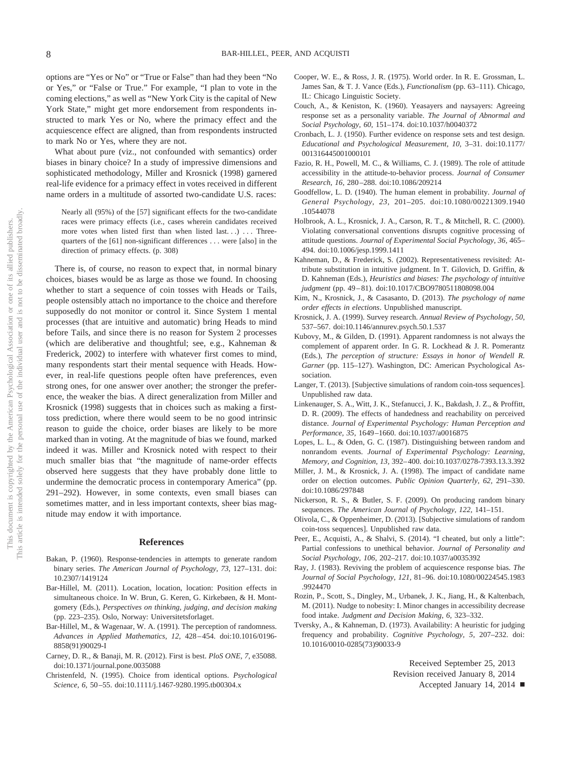options are "Yes or No" or "True or False" than had they been "No or Yes," or "False or True." For example, "I plan to vote in the coming elections," as well as "New York City is the capital of New York State," might get more endorsement from respondents instructed to mark Yes or No, where the primacy effect and the acquiescence effect are aligned, than from respondents instructed to mark No or Yes, where they are not.

What about pure (viz., not confounded with semantics) order biases in binary choice? In a study of impressive dimensions and sophisticated methodology, Miller and Krosnick (1998) garnered real-life evidence for a primacy effect in votes received in different name orders in a multitude of assorted two-candidate U.S. races:

> Nearly all (95%) of the [57] significant effects for the two-candidate races were primacy effects (i.e., cases wherein candidates received more votes when listed first than when listed last. . .) . . . Three-quarters of the [61] non-significant differences . . . were [also] in the direction of primacy effects. (p. 308)

There is, of course, no reason to expect that, in normal binary choices, biases would be as large as those we found. In choosing whether to start a sequence of coin tosses with Heads or Tails, people ostensibly attach no importance to the choice and therefore supposedly do not monitor or control it. Since System 1 mental processes (that are intuitive and automatic) bring Heads to mind before Tails, and since there is no reason for System 2 processes (which are deliberative and thoughtful; see, e.g., Kahneman & Frederick, 2002) to interfere with whatever first comes to mind, many respondents start their mental sequence with Heads. However, in real-life questions people often have preferences, even strong ones, for one answer over another; the stronger the preference, the weaker the bias. A direct generalization from Miller and Krosnick (1998) suggests that in choices such as making a first-toss prediction, where there would seem to be no good intrinsic reason to guide the choice, order biases are likely to be more marked than in voting. At the magnitude of bias we found, marked indeed it was. Miller and Krosnick noted with respect to their much smaller bias that "the magnitude of name-order effects observed here suggests that they have probably done little to undermine the democratic process in contemporary America" (pp. 291–292). However, in some contexts, even small biases can sometimes matter, and in less important contexts, sheer bias magnitude may endow it with importance.

## References

Bakan, P. (1960). Response-tendencies in attempts to generate random binary series. *The American Journal of Psychology, 73,* 127–131. doi:10.2307/1419124

Bar-Hillel, M. (2011). Location, location, location: Position effects in simultaneous choice. In W. Brun, G. Keren, G. Kirkebøen, & H. Montgomery (Eds.), *Perspectives on thinking, judging, and decision making* (pp. 223–235). Oslo, Norway: Universitetsforlaget.

Bar-Hillel, M., & Wagenaar, W. A. (1991). The perception of randomness. *Advances in Applied Mathematics, 12,* 428–454. doi:10.1016/0196-8858(91)90029-I

Carney, D. R., & Banaji, M. R. (2012). First is best. *PloS ONE, 7,* e35088. doi:10.1371/journal.pone.0035088

Christenfeld, N. (1995). Choice from identical options. *Psychological Science, 6,* 50–55. doi:10.1111/j.1467-9280.1995.tb00304.x

Cooper, W. E., & Ross, J. R. (1975). World order. In R. E. Grossman, L. James San, & T. J. Vance (Eds.), *Functionalism* (pp. 63–111). Chicago, IL: Chicago Linguistic Society.

Couch, A., & Keniston, K. (1960). Yeasayers and naysayers: Agreeing response set as a personality variable. *The Journal of Abnormal and Social Psychology, 60,* 151–174. doi:10.1037/h0040372

Cronbach, L. J. (1950). Further evidence on response sets and test design. *Educational and Psychological Measurement, 10,* 3–31. doi:10.1177/001316445001000101

Fazio, R. H., Powell, M. C., & Williams, C. J. (1989). The role of attitude accessibility in the attitude-to-behavior process. *Journal of Consumer Research, 16,* 280–288. doi:10.1086/209214

Goodfellow, L. D. (1940). The human element in probability. *Journal of General Psychology, 23,* 201–205. doi:10.1080/00221309.1940.10544078

Holbrook, A. L., Krosnick, J. A., Carson, R. T., & Mitchell, R. C. (2000). Violating conversational conventions disrupts cognitive processing of attitude questions. *Journal of Experimental Social Psychology, 36,* 465–494. doi:10.1006/jesp.1999.1411

Kahneman, D., & Frederick, S. (2002). Representativeness revisited: Attribute substitution in intuitive judgment. In T. Gilovich, D. Griffin, & D. Kahneman (Eds.), *Heuristics and biases: The psychology of intuitive judgment* (pp. 49–81). doi:10.1017/CBO9780511808098.004

Kim, N., Krosnick, J., & Casasanto, D. (2013). *The psychology of name order effects in elections*. Unpublished manuscript.

Krosnick, J. A. (1999). Survey research. *Annual Review of Psychology, 50,* 537–567. doi:10.1146/annurev.psych.50.1.537

Kubovy, M., & Gilden, D. (1991). Apparent randomness is not always the complement of apparent order. In G. R. Lockhead & J. R. Pomerantz (Eds.), *The perception of structure: Essays in honor of Wendell R. Garner* (pp. 115–127). Washington, DC: American Psychological Association.

Langer, T. (2013). [Subjective simulations of random coin-toss sequences]. Unpublished raw data.

Linkenauger, S. A., Witt, J. K., Stefanucci, J. K., Bakdash, J. Z., & Proffitt, D. R. (2009). The effects of handedness and reachability on perceived distance. *Journal of Experimental Psychology: Human Perception and Performance, 35,* 1649–1660. doi:10.1037/a0016875

Lopes, L. L., & Oden, G. C. (1987). Distinguishing between random and nonrandom events. *Journal of Experimental Psychology: Learning, Memory, and Cognition, 13,* 392–400. doi:10.1037/0278-7393.13.3.392

Miller, J. M., & Krosnick, J. A. (1998). The impact of candidate name order on election outcomes. *Public Opinion Quarterly, 62,* 291–330. doi:10.1086/297848

Nickerson, R. S., & Butler, S. F. (2009). On producing random binary sequences. *The American Journal of Psychology, 122,* 141–151.

Olivola, C., & Oppenheimer, D. (2013). [Subjective simulations of random coin-toss sequences]. Unpublished raw data.

Peer, E., Acquisti, A., & Shalvi, S. (2014). "I cheated, but only a little": Partial confessions to unethical behavior. *Journal of Personality and Social Psychology, 106,* 202–217. doi:10.1037/a0035392

Ray, J. (1983). Reviving the problem of acquiescence response bias. *The Journal of Social Psychology, 121,* 81–96. doi:10.1080/00224545.1983.9924470

Rozin, P., Scott, S., Dingley, M., Urbanek, J. K., Jiang, H., & Kaltenbach, M. (2011). Nudge to nobesity: I. Minor changes in accessibility decrease food intake. *Judgment and Decision Making, 6,* 323–332.

Tversky, A., & Kahneman, D. (1973). Availability: A heuristic for judging frequency and probability. *Cognitive Psychology, 5,* 207–232. doi:10.1016/0010-0285(73)90033-9

Received September 25, 2013
Revision received January 8, 2014
Accepted January 14, 2014 ■